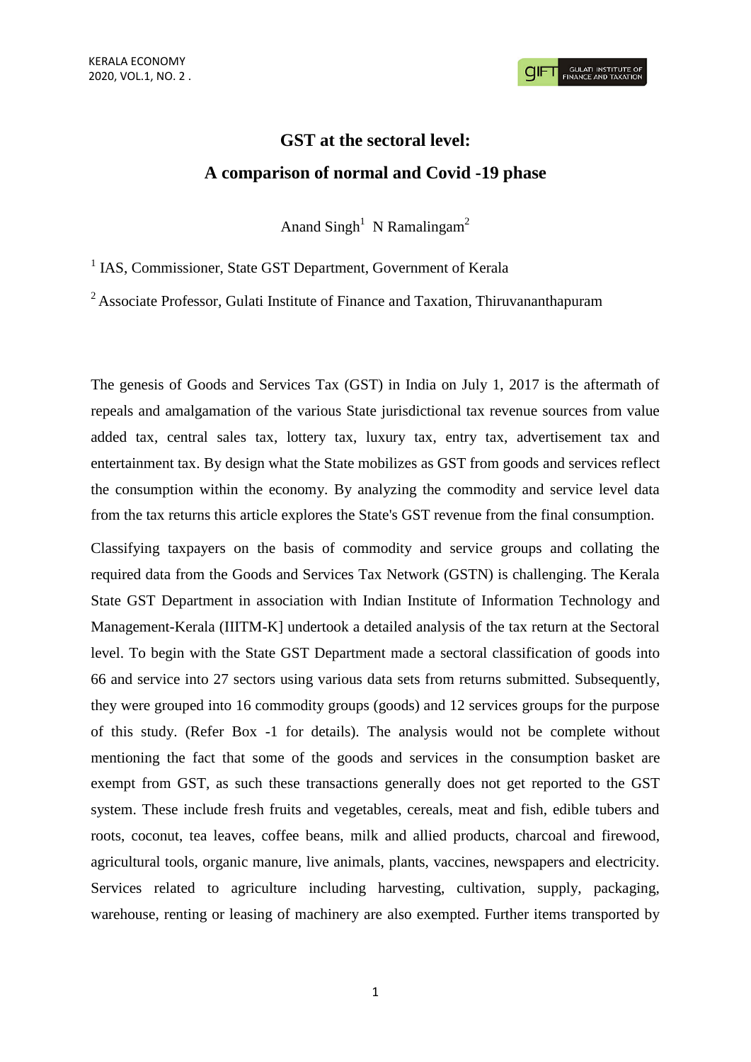# GST at the sectoral level:

# A comparison of normal and Covid -19 phase

Anand Singh[1] N Ramalingam[2]

[1] IAS, Commissioner, State GST Department, Government of Kerala

[2] Associate Professor, Gulati Institute of Finance and Taxation, Thiruvananthapuram

The genesis of Goods and Services Tax (GST) in India on July 1, 2017 is the aftermath of repeals and amalgamation of the various State jurisdictional tax revenue sources from value added tax, central sales tax, lottery tax, luxury tax, entry tax, advertisement tax and entertainment tax. By design what the State mobilizes as GST from goods and services reflect the consumption within the economy. By analyzing the commodity and service level data from the tax returns this article explores the State's GST revenue from the final consumption.

Classifying taxpayers on the basis of commodity and service groups and collating the required data from the Goods and Services Tax Network (GSTN) is challenging. The Kerala State GST Department in association with Indian Institute of Information Technology and Management-Kerala (IIITM-K] undertook a detailed analysis of the tax return at the Sectoral level. To begin with the State GST Department made a sectoral classification of goods into 66 and service into 27 sectors using various data sets from returns submitted. Subsequently, they were grouped into 16 commodity groups (goods) and 12 services groups for the purpose of this study. (Refer Box -1 for details). The analysis would not be complete without mentioning the fact that some of the goods and services in the consumption basket are exempt from GST, as such these transactions generally does not get reported to the GST system. These include fresh fruits and vegetables, cereals, meat and fish, edible tubers and roots, coconut, tea leaves, coffee beans, milk and allied products, charcoal and firewood, agricultural tools, organic manure, live animals, plants, vaccines, newspapers and electricity. Services related to agriculture including harvesting, cultivation, supply, packaging, warehouse, renting or leasing of machinery are also exempted. Further items transported by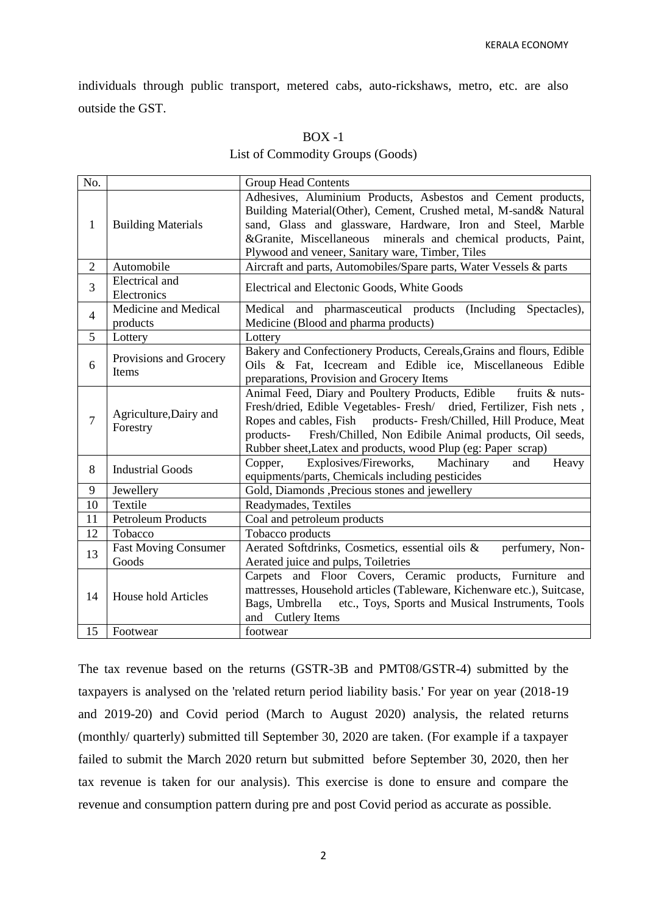individuals through public transport, metered cabs, auto-rickshaws, metro, etc. are also outside the GST.

BOX -1

List of Commodity Groups (Goods)

| No. | | Group Head Contents |
|---|---|---|
| 1 | Building Materials | Adhesives, Aluminium Products, Asbestos and Cement products, Building Material(Other), Cement, Crushed metal, M-sand& Natural sand, Glass and glassware, Hardware, Iron and Steel, Marble &Granite, Miscellaneous minerals and chemical products, Paint, Plywood and veneer, Sanitary ware, Timber, Tiles |
| 2 | Automobile | Aircraft and parts, Automobiles/Spare parts, Water Vessels & parts |
| 3 | Electrical and Electronics | Electrical and Electonic Goods, White Goods |
| 4 | Medicine and Medical products | Medical and pharmasceutical products (Including Spectacles), Medicine (Blood and pharma products) |
| 5 | Lottery | Lottery |
| 6 | Provisions and Grocery Items | Bakery and Confectionery Products, Cereals,Grains and flours, Edible Oils & Fat, Icecream and Edible ice, Miscellaneous Edible preparations, Provision and Grocery Items |
| 7 | Agriculture,Dairy and Forestry | Animal Feed, Diary and Poultery Products, Edible fruits & nuts- Fresh/dried, Edible Vegetables- Fresh/ dried, Fertilizer, Fish nets , Ropes and cables, Fish products- Fresh/Chilled, Hill Produce, Meat products- Fresh/Chilled, Non Edibile Animal products, Oil seeds, Rubber sheet,Latex and products, wood Plup (eg: Paper scrap) |
| 8 | Industrial Goods | Copper, Explosives/Fireworks, Machinary and Heavy equipments/parts, Chemicals including pesticides |
| 9 | Jewellery | Gold, Diamonds ,Precious stones and jewellery |
| 10 | Textile | Readymades, Textiles |
| 11 | Petroleum Products | Coal and petroleum products |
| 12 | Tobacco | Tobacco products |
| 13 | Fast Moving Consumer Goods | Aerated Softdrinks, Cosmetics, essential oils & perfumery, Non-Aerated juice and pulps, Toiletries |
| 14 | House hold Articles | Carpets and Floor Covers, Ceramic products, Furniture and mattresses, Household articles (Tableware, Kichenware etc.), Suitcase, Bags, Umbrella etc., Toys, Sports and Musical Instruments, Tools and Cutlery Items |
| 15 | Footwear | footwear |

The tax revenue based on the returns (GSTR-3B and PMT08/GSTR-4) submitted by the taxpayers is analysed on the 'related return period liability basis.' For year on year (2018-19 and 2019-20) and Covid period (March to August 2020) analysis, the related returns (monthly/ quarterly) submitted till September 30, 2020 are taken. (For example if a taxpayer failed to submit the March 2020 return but submitted before September 30, 2020, then her tax revenue is taken for our analysis). This exercise is done to ensure and compare the revenue and consumption pattern during pre and post Covid period as accurate as possible.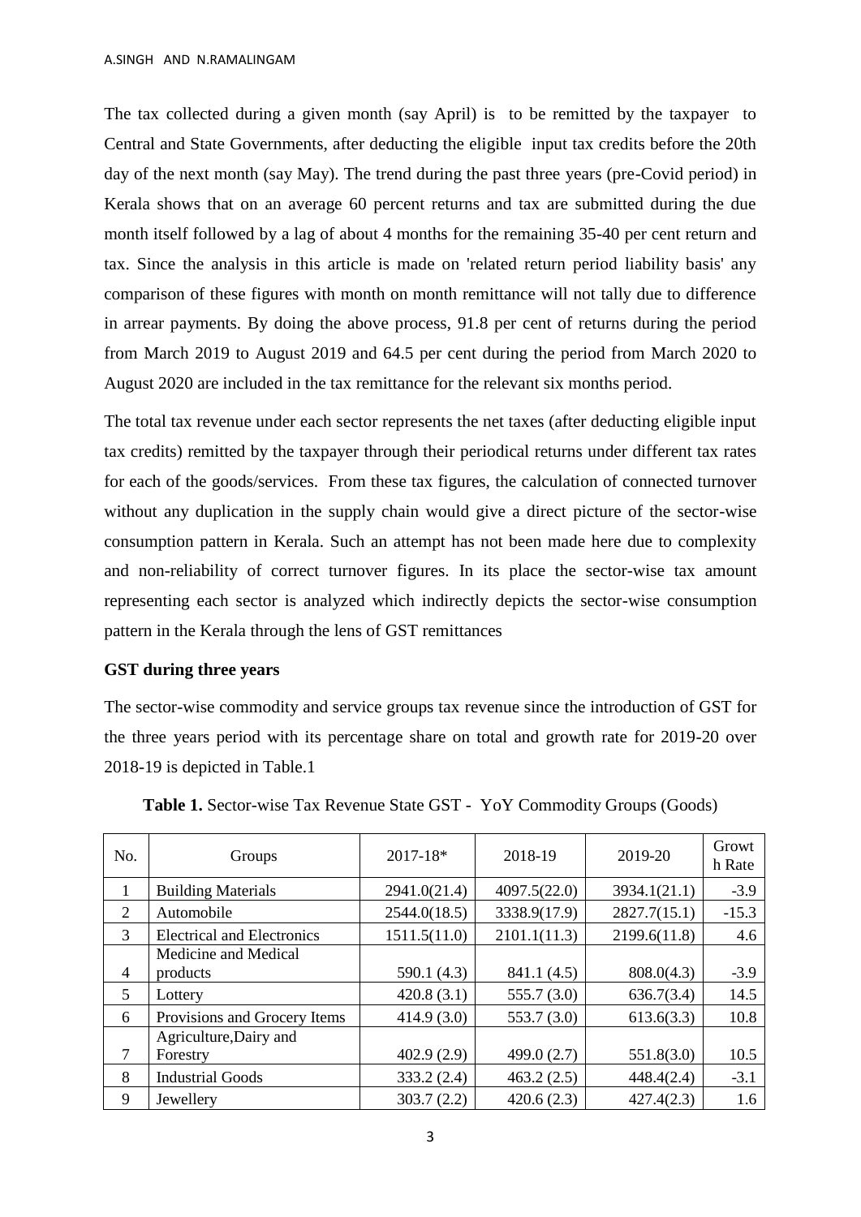The tax collected during a given month (say April) is to be remitted by the taxpayer to Central and State Governments, after deducting the eligible input tax credits before the 20th day of the next month (say May). The trend during the past three years (pre-Covid period) in Kerala shows that on an average 60 percent returns and tax are submitted during the due month itself followed by a lag of about 4 months for the remaining 35-40 per cent return and tax. Since the analysis in this article is made on 'related return period liability basis' any comparison of these figures with month on month remittance will not tally due to difference in arrear payments. By doing the above process, 91.8 per cent of returns during the period from March 2019 to August 2019 and 64.5 per cent during the period from March 2020 to August 2020 are included in the tax remittance for the relevant six months period.

The total tax revenue under each sector represents the net taxes (after deducting eligible input tax credits) remitted by the taxpayer through their periodical returns under different tax rates for each of the goods/services. From these tax figures, the calculation of connected turnover without any duplication in the supply chain would give a direct picture of the sector-wise consumption pattern in Kerala. Such an attempt has not been made here due to complexity and non-reliability of correct turnover figures. In its place the sector-wise tax amount representing each sector is analyzed which indirectly depicts the sector-wise consumption pattern in the Kerala through the lens of GST remittances

**GST during three years**

The sector-wise commodity and service groups tax revenue since the introduction of GST for the three years period with its percentage share on total and growth rate for 2019-20 over 2018-19 is depicted in Table.1

**Table 1.** Sector-wise Tax Revenue State GST - YoY Commodity Groups (Goods)

| No. | Groups | 2017-18* | 2018-19 | 2019-20 | Growth Rate |
|---|---|---|---|---|---|
| 1 | Building Materials | 2941.0(21.4) | 4097.5(22.0) | 3934.1(21.1) | -3.9 |
| 2 | Automobile | 2544.0(18.5) | 3338.9(17.9) | 2827.7(15.1) | -15.3 |
| 3 | Electrical and Electronics | 1511.5(11.0) | 2101.1(11.3) | 2199.6(11.8) | 4.6 |
| 4 | Medicine and Medical products | 590.1 (4.3) | 841.1 (4.5) | 808.0(4.3) | -3.9 |
| 5 | Lottery | 420.8 (3.1) | 555.7 (3.0) | 636.7(3.4) | 14.5 |
| 6 | Provisions and Grocery Items | 414.9 (3.0) | 553.7 (3.0) | 613.6(3.3) | 10.8 |
| 7 | Agriculture,Dairy and Forestry | 402.9 (2.9) | 499.0 (2.7) | 551.8(3.0) | 10.5 |
| 8 | Industrial Goods | 333.2 (2.4) | 463.2 (2.5) | 448.4(2.4) | -3.1 |
| 9 | Jewellery | 303.7 (2.2) | 420.6 (2.3) | 427.4(2.3) | 1.6 |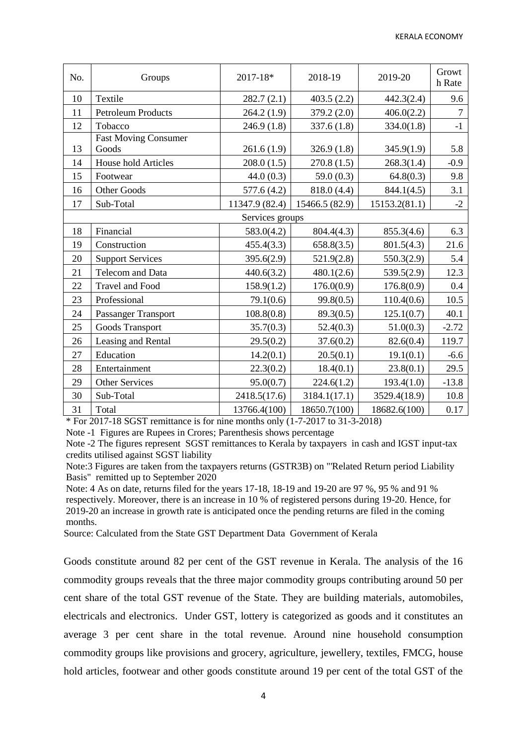| No. | Groups | 2017-18* | 2018-19 | 2019-20 | Growth Rate |
|---|---|---|---|---|---|
| 10 | Textile | 282.7 (2.1) | 403.5 (2.2) | 442.3(2.4) | 9.6 |
| 11 | Petroleum Products | 264.2 (1.9) | 379.2 (2.0) | 406.0(2.2) | 7 |
| 12 | Tobacco | 246.9 (1.8) | 337.6 (1.8) | 334.0(1.8) | -1 |
| 13 | Fast Moving Consumer Goods | 261.6 (1.9) | 326.9 (1.8) | 345.9(1.9) | 5.8 |
| 14 | House hold Articles | 208.0 (1.5) | 270.8 (1.5) | 268.3(1.4) | -0.9 |
| 15 | Footwear | 44.0 (0.3) | 59.0 (0.3) | 64.8(0.3) | 9.8 |
| 16 | Other Goods | 577.6 (4.2) | 818.0 (4.4) | 844.1(4.5) | 3.1 |
| 17 | Sub-Total | 11347.9 (82.4) | 15466.5 (82.9) | 15153.2(81.1) | -2 |
| | Services groups | | | | |
| 18 | Financial | 583.0(4.2) | 804.4(4.3) | 855.3(4.6) | 6.3 |
| 19 | Construction | 455.4(3.3) | 658.8(3.5) | 801.5(4.3) | 21.6 |
| 20 | Support Services | 395.6(2.9) | 521.9(2.8) | 550.3(2.9) | 5.4 |
| 21 | Telecom and Data | 440.6(3.2) | 480.1(2.6) | 539.5(2.9) | 12.3 |
| 22 | Travel and Food | 158.9(1.2) | 176.0(0.9) | 176.8(0.9) | 0.4 |
| 23 | Professional | 79.1(0.6) | 99.8(0.5) | 110.4(0.6) | 10.5 |
| 24 | Passanger Transport | 108.8(0.8) | 89.3(0.5) | 125.1(0.7) | 40.1 |
| 25 | Goods Transport | 35.7(0.3) | 52.4(0.3) | 51.0(0.3) | -2.72 |
| 26 | Leasing and Rental | 29.5(0.2) | 37.6(0.2) | 82.6(0.4) | 119.7 |
| 27 | Education | 14.2(0.1) | 20.5(0.1) | 19.1(0.1) | -6.6 |
| 28 | Entertainment | 22.3(0.2) | 18.4(0.1) | 23.8(0.1) | 29.5 |
| 29 | Other Services | 95.0(0.7) | 224.6(1.2) | 193.4(1.0) | -13.8 |
| 30 | Sub-Total | 2418.5(17.6) | 3184.1(17.1) | 3529.4(18.9) | 10.8 |
| 31 | Total | 13766.4(100) | 18650.7(100) | 18682.6(100) | 0.17 |

* For 2017-18 SGST remittance is for nine months only (1-7-2017 to 31-3-2018)

Note -1 Figures are Rupees in Crores; Parenthesis shows percentage

Note -2 The figures represent SGST remittances to Kerala by taxpayers in cash and IGST input-tax credits utilised against SGST liability

Note:3 Figures are taken from the taxpayers returns (GSTR3B) on "'Related Return period Liability Basis" remitted up to September 2020

Note: 4 As on date, returns filed for the years 17-18, 18-19 and 19-20 are 97 %, 95 % and 91 % respectively. Moreover, there is an increase in 10 % of registered persons during 19-20. Hence, for 2019-20 an increase in growth rate is anticipated once the pending returns are filed in the coming months.

Source: Calculated from the State GST Department Data Government of Kerala

Goods constitute around 82 per cent of the GST revenue in Kerala. The analysis of the 16 commodity groups reveals that the three major commodity groups contributing around 50 per cent share of the total GST revenue of the State. They are building materials, automobiles, electricals and electronics. Under GST, lottery is categorized as goods and it constitutes an average 3 per cent share in the total revenue. Around nine household consumption commodity groups like provisions and grocery, agriculture, jewellery, textiles, FMCG, house hold articles, footwear and other goods constitute around 19 per cent of the total GST of the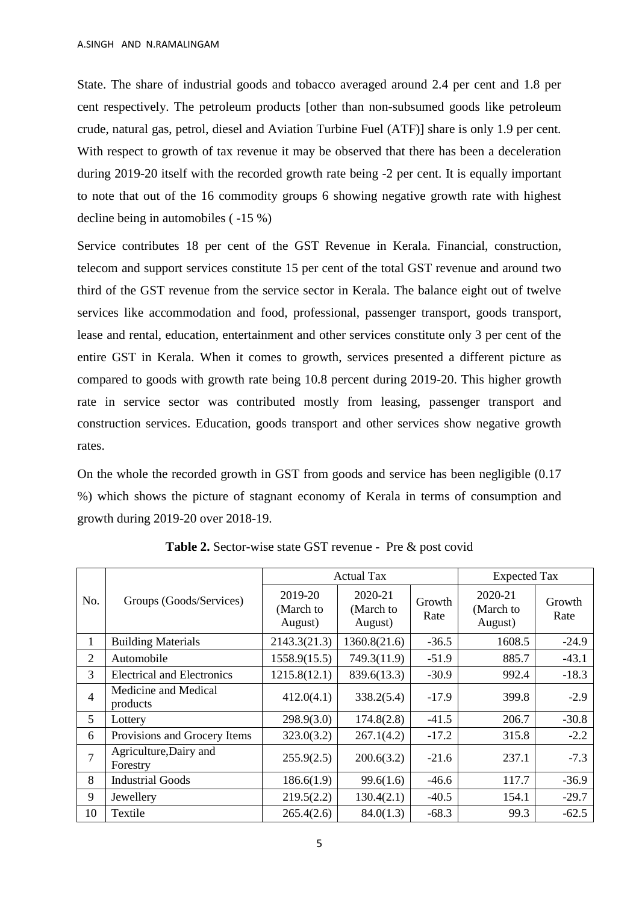State. The share of industrial goods and tobacco averaged around 2.4 per cent and 1.8 per cent respectively. The petroleum products [other than non-subsumed goods like petroleum crude, natural gas, petrol, diesel and Aviation Turbine Fuel (ATF)] share is only 1.9 per cent. With respect to growth of tax revenue it may be observed that there has been a deceleration during 2019-20 itself with the recorded growth rate being -2 per cent. It is equally important to note that out of the 16 commodity groups 6 showing negative growth rate with highest decline being in automobiles ( -15 %)

Service contributes 18 per cent of the GST Revenue in Kerala. Financial, construction, telecom and support services constitute 15 per cent of the total GST revenue and around two third of the GST revenue from the service sector in Kerala. The balance eight out of twelve services like accommodation and food, professional, passenger transport, goods transport, lease and rental, education, entertainment and other services constitute only 3 per cent of the entire GST in Kerala. When it comes to growth, services presented a different picture as compared to goods with growth rate being 10.8 percent during 2019-20. This higher growth rate in service sector was contributed mostly from leasing, passenger transport and construction services. Education, goods transport and other services show negative growth rates.

On the whole the recorded growth in GST from goods and service has been negligible (0.17 %) which shows the picture of stagnant economy of Kerala in terms of consumption and growth during 2019-20 over 2018-19.

**Table 2.** Sector-wise state GST revenue - Pre & post covid

| No. | Groups (Goods/Services) | Actual Tax | | | Expected Tax | |
|---|---|---|---|---|---|---|
| | | 2019-20 (March to August) | 2020-21 (March to August) | Growth Rate | 2020-21 (March to August) | Growth Rate |
| 1 | Building Materials | 2143.3(21.3) | 1360.8(21.6) | -36.5 | 1608.5 | -24.9 |
| 2 | Automobile | 1558.9(15.5) | 749.3(11.9) | -51.9 | 885.7 | -43.1 |
| 3 | Electrical and Electronics | 1215.8(12.1) | 839.6(13.3) | -30.9 | 992.4 | -18.3 |
| 4 | Medicine and Medical products | 412.0(4.1) | 338.2(5.4) | -17.9 | 399.8 | -2.9 |
| 5 | Lottery | 298.9(3.0) | 174.8(2.8) | -41.5 | 206.7 | -30.8 |
| 6 | Provisions and Grocery Items | 323.0(3.2) | 267.1(4.2) | -17.2 | 315.8 | -2.2 |
| 7 | Agriculture,Dairy and Forestry | 255.9(2.5) | 200.6(3.2) | -21.6 | 237.1 | -7.3 |
| 8 | Industrial Goods | 186.6(1.9) | 99.6(1.6) | -46.6 | 117.7 | -36.9 |
| 9 | Jewellery | 219.5(2.2) | 130.4(2.1) | -40.5 | 154.1 | -29.7 |
| 10 | Textile | 265.4(2.6) | 84.0(1.3) | -68.3 | 99.3 | -62.5 |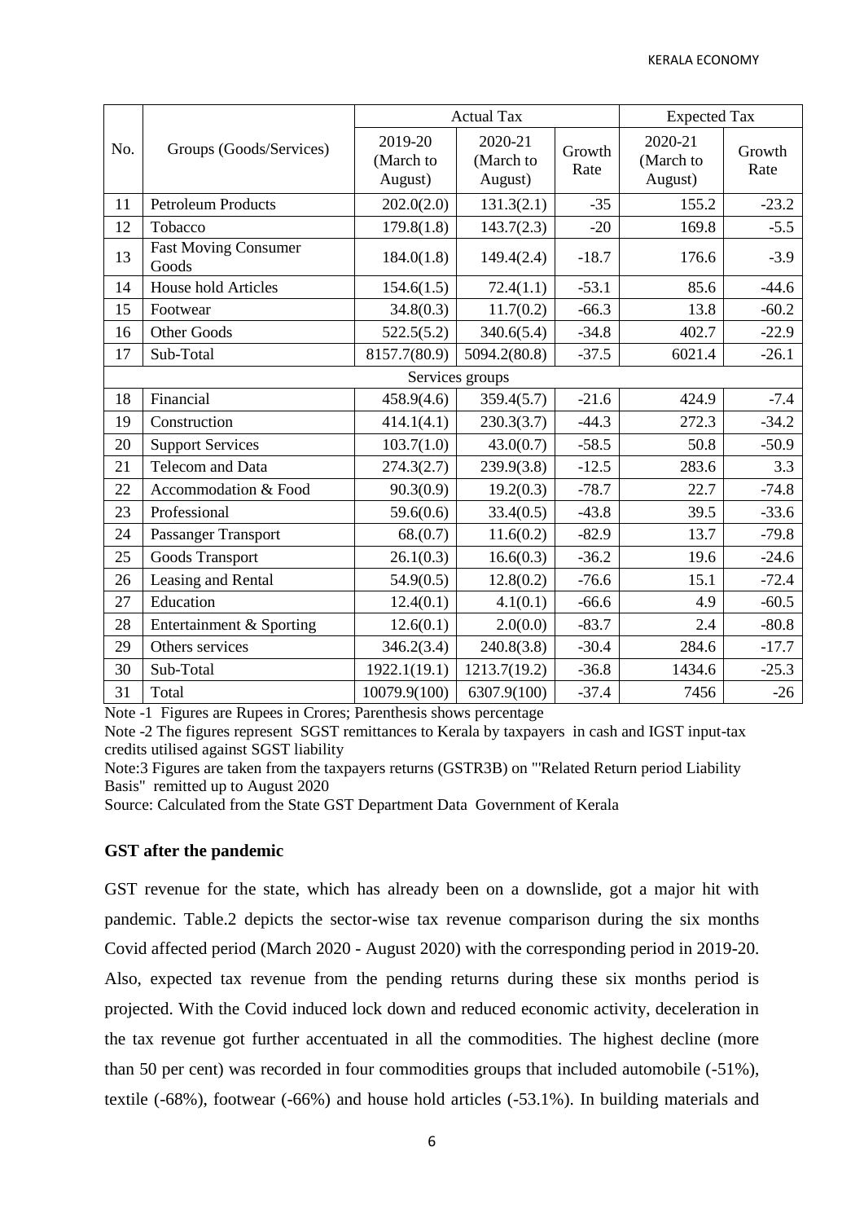| No. | Groups (Goods/Services) | Actual Tax | | | Expected Tax | |
|---|---|---|---|---|---|---|
| | | 2019-20 (March to August) | 2020-21 (March to August) | Growth Rate | 2020-21 (March to August) | Growth Rate |
| 11 | Petroleum Products | 202.0(2.0) | 131.3(2.1) | -35 | 155.2 | -23.2 |
| 12 | Tobacco | 179.8(1.8) | 143.7(2.3) | -20 | 169.8 | -5.5 |
| 13 | Fast Moving Consumer Goods | 184.0(1.8) | 149.4(2.4) | -18.7 | 176.6 | -3.9 |
| 14 | House hold Articles | 154.6(1.5) | 72.4(1.1) | -53.1 | 85.6 | -44.6 |
| 15 | Footwear | 34.8(0.3) | 11.7(0.2) | -66.3 | 13.8 | -60.2 |
| 16 | Other Goods | 522.5(5.2) | 340.6(5.4) | -34.8 | 402.7 | -22.9 |
| 17 | Sub-Total | 8157.7(80.9) | 5094.2(80.8) | -37.5 | 6021.4 | -26.1 |
| | Services groups | | | | | |
| 18 | Financial | 458.9(4.6) | 359.4(5.7) | -21.6 | 424.9 | -7.4 |
| 19 | Construction | 414.1(4.1) | 230.3(3.7) | -44.3 | 272.3 | -34.2 |
| 20 | Support Services | 103.7(1.0) | 43.0(0.7) | -58.5 | 50.8 | -50.9 |
| 21 | Telecom and Data | 274.3(2.7) | 239.9(3.8) | -12.5 | 283.6 | 3.3 |
| 22 | Accommodation & Food | 90.3(0.9) | 19.2(0.3) | -78.7 | 22.7 | -74.8 |
| 23 | Professional | 59.6(0.6) | 33.4(0.5) | -43.8 | 39.5 | -33.6 |
| 24 | Passanger Transport | 68.(0.7) | 11.6(0.2) | -82.9 | 13.7 | -79.8 |
| 25 | Goods Transport | 26.1(0.3) | 16.6(0.3) | -36.2 | 19.6 | -24.6 |
| 26 | Leasing and Rental | 54.9(0.5) | 12.8(0.2) | -76.6 | 15.1 | -72.4 |
| 27 | Education | 12.4(0.1) | 4.1(0.1) | -66.6 | 4.9 | -60.5 |
| 28 | Entertainment & Sporting | 12.6(0.1) | 2.0(0.0) | -83.7 | 2.4 | -80.8 |
| 29 | Others services | 346.2(3.4) | 240.8(3.8) | -30.4 | 284.6 | -17.7 |
| 30 | Sub-Total | 1922.1(19.1) | 1213.7(19.2) | -36.8 | 1434.6 | -25.3 |
| 31 | Total | 10079.9(100) | 6307.9(100) | -37.4 | 7456 | -26 |

Note -1 Figures are Rupees in Crores; Parenthesis shows percentage

Note -2 The figures represent SGST remittances to Kerala by taxpayers in cash and IGST input-tax credits utilised against SGST liability

Note:3 Figures are taken from the taxpayers returns (GSTR3B) on "'Related Return period Liability Basis" remitted up to August 2020

Source: Calculated from the State GST Department Data Government of Kerala

### GST after the pandemic

GST revenue for the state, which has already been on a downslide, got a major hit with pandemic. Table.2 depicts the sector-wise tax revenue comparison during the six months Covid affected period (March 2020 - August 2020) with the corresponding period in 2019-20. Also, expected tax revenue from the pending returns during these six months period is projected. With the Covid induced lock down and reduced economic activity, deceleration in the tax revenue got further accentuated in all the commodities. The highest decline (more than 50 per cent) was recorded in four commodities groups that included automobile (-51%), textile (-68%), footwear (-66%) and house hold articles (-53.1%). In building materials and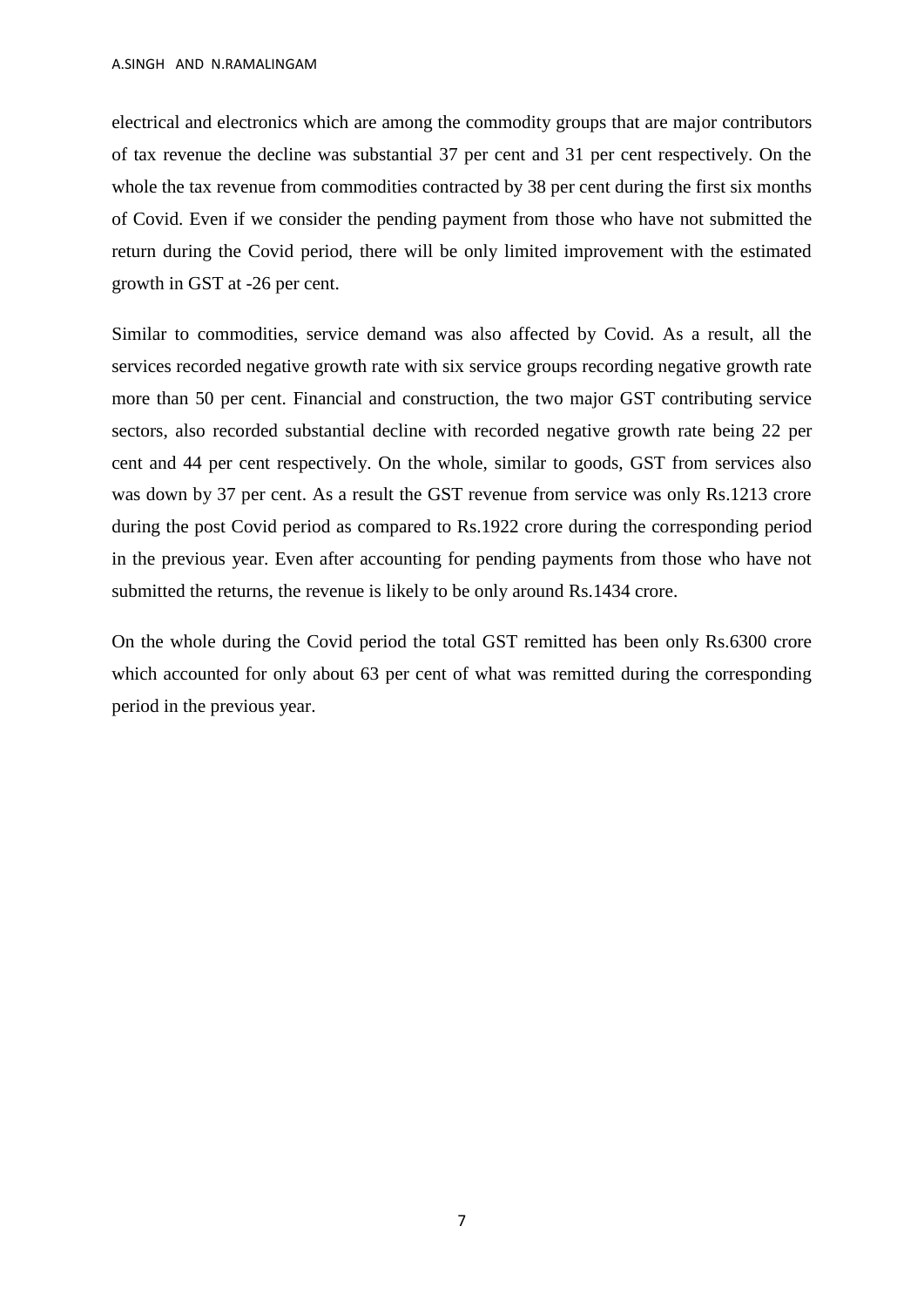electrical and electronics which are among the commodity groups that are major contributors of tax revenue the decline was substantial 37 per cent and 31 per cent respectively. On the whole the tax revenue from commodities contracted by 38 per cent during the first six months of Covid. Even if we consider the pending payment from those who have not submitted the return during the Covid period, there will be only limited improvement with the estimated growth in GST at -26 per cent.

Similar to commodities, service demand was also affected by Covid. As a result, all the services recorded negative growth rate with six service groups recording negative growth rate more than 50 per cent. Financial and construction, the two major GST contributing service sectors, also recorded substantial decline with recorded negative growth rate being 22 per cent and 44 per cent respectively. On the whole, similar to goods, GST from services also was down by 37 per cent. As a result the GST revenue from service was only Rs.1213 crore during the post Covid period as compared to Rs.1922 crore during the corresponding period in the previous year. Even after accounting for pending payments from those who have not submitted the returns, the revenue is likely to be only around Rs.1434 crore.

On the whole during the Covid period the total GST remitted has been only Rs.6300 crore which accounted for only about 63 per cent of what was remitted during the corresponding period in the previous year.